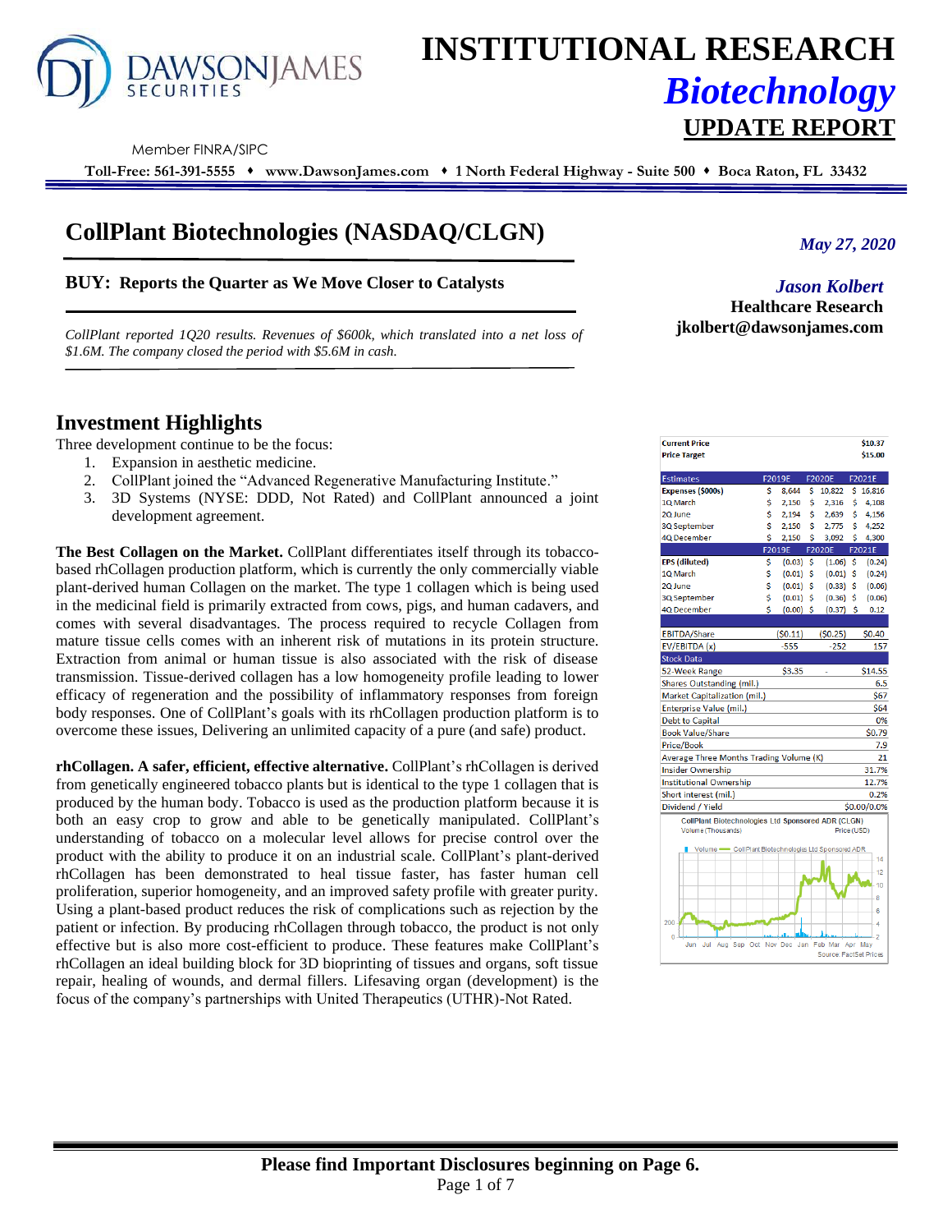# INSTITUTIONAL RESEARCH
## *Biotechnology*
## UPDATE REPORT

Member FINRA/SIPC

**Toll-Free: 561-391-5555 ♦ www.DawsonJames.com ♦ 1 North Federal Highway - Suite 500 ♦ Boca Raton, FL 33432**

# CollPlant Biotechnologies (NASDAQ/CLGN)

*May 27, 2020*

### BUY: Reports the Quarter as We Move Closer to Catalysts

*Jason Kolbert*
**Healthcare Research**
**jkolbert@dawsonjames.com**

*CollPlant reported 1Q20 results. Revenues of $600k, which translated into a net loss of $1.6M. The company closed the period with $5.6M in cash.*

## Investment Highlights

Three development continue to be the focus:

1. Expansion in aesthetic medicine.
2. CollPlant joined the "Advanced Regenerative Manufacturing Institute."
3. 3D Systems (NYSE: DDD, Not Rated) and CollPlant announced a joint development agreement.

**The Best Collagen on the Market.** CollPlant differentiates itself through its tobacco-based rhCollagen production platform, which is currently the only commercially viable plant-derived human Collagen on the market. The type 1 collagen which is being used in the medicinal field is primarily extracted from cows, pigs, and human cadavers, and comes with several disadvantages. The process required to recycle Collagen from mature tissue cells comes with an inherent risk of mutations in its protein structure. Extraction from animal or human tissue is also associated with the risk of disease transmission. Tissue-derived collagen has a low homogeneity profile leading to lower efficacy of regeneration and the possibility of inflammatory responses from foreign body responses. One of CollPlant's goals with its rhCollagen production platform is to overcome these issues, Delivering an unlimited capacity of a pure (and safe) product.

**rhCollagen. A safer, efficient, effective alternative.** CollPlant's rhCollagen is derived from genetically engineered tobacco plants but is identical to the type 1 collagen that is produced by the human body. Tobacco is used as the production platform because it is both an easy crop to grow and able to be genetically manipulated. CollPlant's understanding of tobacco on a molecular level allows for precise control over the product with the ability to produce it on an industrial scale. CollPlant's plant-derived rhCollagen has been demonstrated to heal tissue faster, has faster human cell proliferation, superior homogeneity, and an improved safety profile with greater purity. Using a plant-based product reduces the risk of complications such as rejection by the patient or infection. By producing rhCollagen through tobacco, the product is not only effective but is also more cost-efficient to produce. These features make CollPlant's rhCollagen an ideal building block for 3D bioprinting of tissues and organs, soft tissue repair, healing of wounds, and dermal fillers. Lifesaving organ (development) is the focus of the company's partnerships with United Therapeutics (UTHR)-Not Rated.

| | | |
|---|---|---|
| **Current Price** | | **$10.37** |
| **Price Target** | | **$15.00** |

| Estimates | F2019E | F2020E | F2021E |
|---|---|---|---|
| **Expenses ($000s)** | $ 8,644 | $ 10,822 | $ 16,816 |
| 1Q March | $ 2,150 | $ 2,316 | $ 4,108 |
| 2Q June | $ 2,194 | $ 2,639 | $ 4,156 |
| 3Q September | $ 2,150 | $ 2,775 | $ 4,252 |
| 4Q December | $ 2,150 | $ 3,092 | $ 4,300 |
| | **F2019E** | **F2020E** | **F2021E** |
| **EPS (diluted)** | $ (0.03) | $ (1.06) | $ (0.24) |
| 1Q March | $ (0.01) | $ (0.01) | $ (0.24) |
| 2Q June | $ (0.01) | $ (0.33) | $ (0.06) |
| 3Q September | $ (0.01) | $ (0.36) | $ (0.06) |
| 4Q December | $ (0.00) | $ (0.37) | $ 0.12 |
| | | | |
| EBITDA/Share | ($0.11) | ($0.25) | $0.40 |
| EV/EBITDA (x) | -555 | -252 | 157 |

| Stock Data | | | |
|---|---|---|---|
| 52-Week Range | $3.35 | - | $14.55 |
| Shares Outstanding (mil.) | | | 6.5 |
| Market Capitalization (mil.) | | | $67 |
| Enterprise Value (mil.) | | | $64 |
| Debt to Capital | | | 0% |
| Book Value/Share | | | $0.79 |
| Price/Book | | | 7.9 |
| Average Three Months Trading Volume (K) | | | 21 |
| Insider Ownership | | | 31.7% |
| Institutional Ownership | | | 12.7% |
| Short interest (mil.) | | | 0.2% |
| Dividend / Yield | | | $0.00/0.0% |

CollPlant Biotechnologies Ltd Sponsored ADR (CLGN)
Source: FactSet Prices

**Please find Important Disclosures beginning on Page 6.**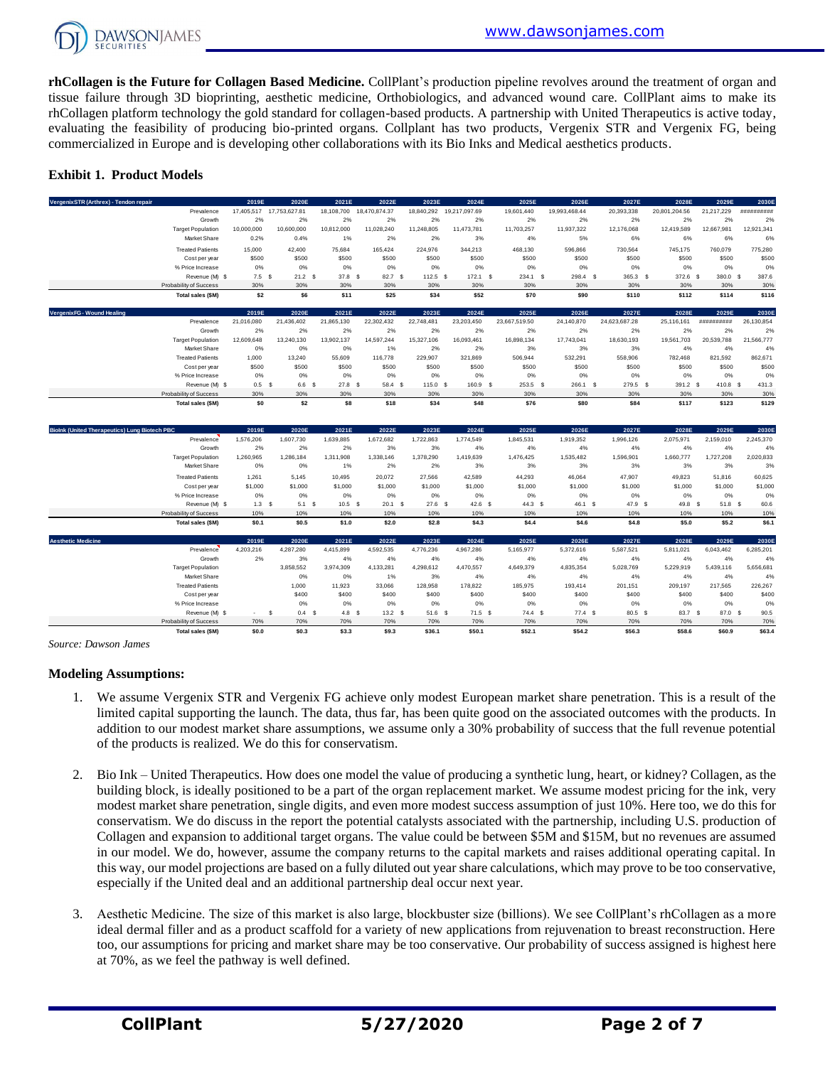**rhCollagen is the Future for Collagen Based Medicine.** CollPlant's production pipeline revolves around the treatment of organ and tissue failure through 3D bioprinting, aesthetic medicine, Orthobiologics, and advanced wound care. CollPlant aims to make its rhCollagen platform technology the gold standard for collagen-based products. A partnership with United Therapeutics is active today, evaluating the feasibility of producing bio-printed organs. Collplant has two products, Vergenix STR and Vergenix FG, being commercialized in Europe and is developing other collaborations with its Bio Inks and Medical aesthetics products.

## Exhibit 1. Product Models

| VergenixSTR (Arthrex) - Tendon repair | 2019E | 2020E | 2021E | 2022E | 2023E | 2024E | 2025E | 2026E | 2027E | 2028E | 2029E | 2030E |
|---|---|---|---|---|---|---|---|---|---|---|---|---|
| Prevalence | 17,405,517 | 17,753,627.81 | 18,108,700 | 18,470,874.37 | 18,840,292 | 19,217,097.69 | 19,601,440 | 19,993,468.44 | 20,393,338 | 20,801,204.56 | 21,217,229 | ########## |
| Growth | 2% | 2% | 2% | 2% | 2% | 2% | 2% | 2% | 2% | 2% | 2% | 2% |
| Target Population | 10,000,000 | 10,600,000 | 10,812,000 | 11,028,240 | 11,248,805 | 11,473,781 | 11,703,257 | 11,937,322 | 12,176,068 | 12,419,589 | 12,667,981 | 12,921,341 |
| Market Share | 0.2% | 0.4% | 1% | 2% | 2% | 3% | 4% | 5% | 6% | 6% | 6% | 6% |
| Treated Patients | 15,000 | 42,400 | 75,684 | 165,424 | 224,976 | 344,213 | 468,130 | 596,866 | 730,564 | 745,175 | 760,079 | 775,280 |
| Cost per year | $500 | $500 | $500 | $500 | $500 | $500 | $500 | $500 | $500 | $500 | $500 | $500 |
| % Price Increase | 0% | 0% | 0% | 0% | 0% | 0% | 0% | 0% | 0% | 0% | 0% | 0% |
| Revenue (M) $ | 7.5 | $ 21.2 | $ 37.8 | $ 82.7 | $ 112.5 | $ 172.1 | $ 234.1 | $ 298.4 | $ 365.3 | $ 372.6 | $ 380.0 | $ 387.6 |
| Probability of Success | 30% | 30% | 30% | 30% | 30% | 30% | 30% | 30% | 30% | 30% | 30% | 30% |
| **Total sales ($M)** | **$2** | **$6** | **$11** | **$25** | **$34** | **$52** | **$70** | **$90** | **$110** | **$112** | **$114** | **$116** |

| VergenixFG - Wound Healing | 2019E | 2020E | 2021E | 2022E | 2023E | 2024E | 2025E | 2026E | 2027E | 2028E | 2029E | 2030E |
|---|---|---|---|---|---|---|---|---|---|---|---|---|
| Prevalence | 21,016,080 | 21,436,402 | 21,865,130 | 22,302,432 | 22,748,481 | 23,203,450 | 23,667,519.50 | 24,140,870 | 24,623,687.28 | 25,116,161 | ########## | 26,130,854 |
| Growth | 2% | 2% | 2% | 2% | 2% | 2% | 2% | 2% | 2% | 2% | 2% | 2% |
| Target Population | 12,609,648 | 13,240,130 | 13,902,137 | 14,597,244 | 15,327,106 | 16,093,461 | 16,898,134 | 17,743,041 | 18,630,193 | 19,561,703 | 20,539,788 | 21,566,777 |
| Market Share | 0% | 0% | 0% | 1% | 2% | 2% | 3% | 3% | 3% | 4% | 4% | 4% |
| Treated Patients | 1,000 | 13,240 | 55,609 | 116,778 | 229,907 | 321,869 | 506,944 | 532,291 | 558,906 | 782,468 | 821,592 | 862,671 |
| Cost per year | $500 | $500 | $500 | $500 | $500 | $500 | $500 | $500 | $500 | $500 | $500 | $500 |
| % Price Increase | 0% | 0% | 0% | 0% | 0% | 0% | 0% | 0% | 0% | 0% | 0% | 0% |
| Revenue (M) $ | 0.5 | $ 6.6 | $ 27.8 | $ 58.4 | $ 115.0 | $ 160.9 | $ 253.5 | $ 266.1 | $ 279.5 | $ 391.2 | $ 410.8 | $ 431.3 |
| Probability of Success | 30% | 30% | 30% | 30% | 30% | 30% | 30% | 30% | 30% | 30% | 30% | 30% |
| **Total sales ($M)** | **$0** | **$2** | **$8** | **$18** | **$34** | **$48** | **$76** | **$80** | **$84** | **$117** | **$123** | **$129** |

| BioInk (United Therapeutics) Lung Biotech PBC | 2019E | 2020E | 2021E | 2022E | 2023E | 2024E | 2025E | 2026E | 2027E | 2028E | 2029E | 2030E |
|---|---|---|---|---|---|---|---|---|---|---|---|---|
| Prevalence | 1,576,206 | 1,607,730 | 1,639,885 | 1,672,682 | 1,722,863 | 1,774,549 | 1,845,531 | 1,919,352 | 1,996,126 | 2,075,971 | 2,159,010 | 2,245,370 |
| Growth | 2% | 2% | 2% | 2% | 3% | 3% | 4% | 4% | 4% | 4% | 4% | 4% |
| Target Population | 1,260,965 | 1,286,184 | 1,311,908 | 1,338,146 | 1,378,290 | 1,419,639 | 1,476,425 | 1,535,482 | 1,596,901 | 1,660,777 | 1,727,208 | 2,020,833 |
| Market Share | 0% | 0% | 1% | 2% | 2% | 3% | 3% | 3% | 3% | 3% | 3% | 3% |
| Treated Patients | 1,261 | 5,145 | 10,495 | 20,072 | 27,566 | 42,589 | 44,293 | 46,064 | 47,907 | 49,823 | 51,816 | 60,625 |
| Cost per year | $1,000 | $1,000 | $1,000 | $1,000 | $1,000 | $1,000 | $1,000 | $1,000 | $1,000 | $1,000 | $1,000 | $1,000 |
| % Price Increase | 0% | 0% | 0% | 0% | 0% | 0% | 0% | 0% | 0% | 0% | 0% | 0% |
| Revenue (M) $ | 1.3 | $ 5.1 | $ 10.5 | $ 20.1 | $ 27.6 | $ 42.6 | $ 44.3 | $ 46.1 | $ 47.9 | $ 49.8 | $ 51.8 | $ 60.6 |
| Probability of Success | 10% | 10% | 10% | 10% | 10% | 10% | 10% | 10% | 10% | 10% | 10% | 10% |
| **Total sales ($M)** | **$0.1** | **$0.5** | **$1.0** | **$2.0** | **$2.8** | **$4.3** | **$4.4** | **$4.6** | **$4.8** | **$5.0** | **$5.2** | **$6.1** |

| Aesthetic Medicine | 2019E | 2020E | 2021E | 2022E | 2023E | 2024E | 2025E | 2026E | 2027E | 2028E | 2029E | 2030E |
|---|---|---|---|---|---|---|---|---|---|---|---|---|
| Prevalence | 4,203,216 | 4,287,280 | 4,415,899 | 4,592,535 | 4,776,236 | 4,967,286 | 5,165,977 | 5,372,616 | 5,587,521 | 5,811,021 | 6,043,462 | 6,285,201 |
| Growth | 2% | 3% | 4% | 4% | 4% | 4% | 4% | 4% | 4% | 4% | 4% | 4% |
| Target Population | | 3,858,552 | 3,974,309 | 4,133,281 | 4,298,612 | 4,470,557 | 4,649,379 | 4,835,354 | 5,028,769 | 5,229,919 | 5,439,116 | 5,656,681 |
| Market Share | | 0% | 0% | 1% | 3% | 4% | 4% | 4% | 4% | 4% | 4% | 4% |
| Treated Patients | | 1,000 | 11,923 | 33,066 | 128,958 | 178,822 | 185,975 | 193,414 | 201,151 | 209,197 | 217,565 | 226,267 |
| Cost per year | | $400 | $400 | $400 | $400 | $400 | $400 | $400 | $400 | $400 | $400 | $400 |
| % Price Increase | | 0% | 0% | 0% | 0% | 0% | 0% | 0% | 0% | 0% | 0% | 0% |
| Revenue (M) $ | - | $ 0.4 | $ 4.8 | $ 13.2 | $ 51.6 | $ 71.5 | $ 74.4 | $ 77.4 | $ 80.5 | $ 83.7 | $ 87.0 | $ 90.5 |
| Probability of Success | 70% | 70% | 70% | 70% | 70% | 70% | 70% | 70% | 70% | 70% | 70% | 70% |
| **Total sales ($M)** | **$0.0** | **$0.3** | **$3.3** | **$9.3** | **$36.1** | **$50.1** | **$52.1** | **$54.2** | **$56.3** | **$58.6** | **$60.9** | **$63.4** |

*Source: Dawson James*

### Modeling Assumptions:

1. We assume Vergenix STR and Vergenix FG achieve only modest European market share penetration. This is a result of the limited capital supporting the launch. The data, thus far, has been quite good on the associated outcomes with the products. In addition to our modest market share assumptions, we assume only a 30% probability of success that the full revenue potential of the products is realized. We do this for conservatism.

2. Bio Ink – United Therapeutics. How does one model the value of producing a synthetic lung, heart, or kidney? Collagen, as the building block, is ideally positioned to be a part of the organ replacement market. We assume modest pricing for the ink, very modest market share penetration, single digits, and even more modest success assumption of just 10%. Here too, we do this for conservatism. We do discuss in the report the potential catalysts associated with the partnership, including U.S. production of Collagen and expansion to additional target organs. The value could be between $5M and $15M, but no revenues are assumed in our model. We do, however, assume the company returns to the capital markets and raises additional operating capital. In this way, our model projections are based on a fully diluted out year share calculations, which may prove to be too conservative, especially if the United deal and an additional partnership deal occur next year.

3. Aesthetic Medicine. The size of this market is also large, blockbuster size (billions). We see CollPlant's rhCollagen as a more ideal dermal filler and as a product scaffold for a variety of new applications from rejuvenation to breast reconstruction. Here too, our assumptions for pricing and market share may be too conservative. Our probability of success assigned is highest here at 70%, as we feel the pathway is well defined.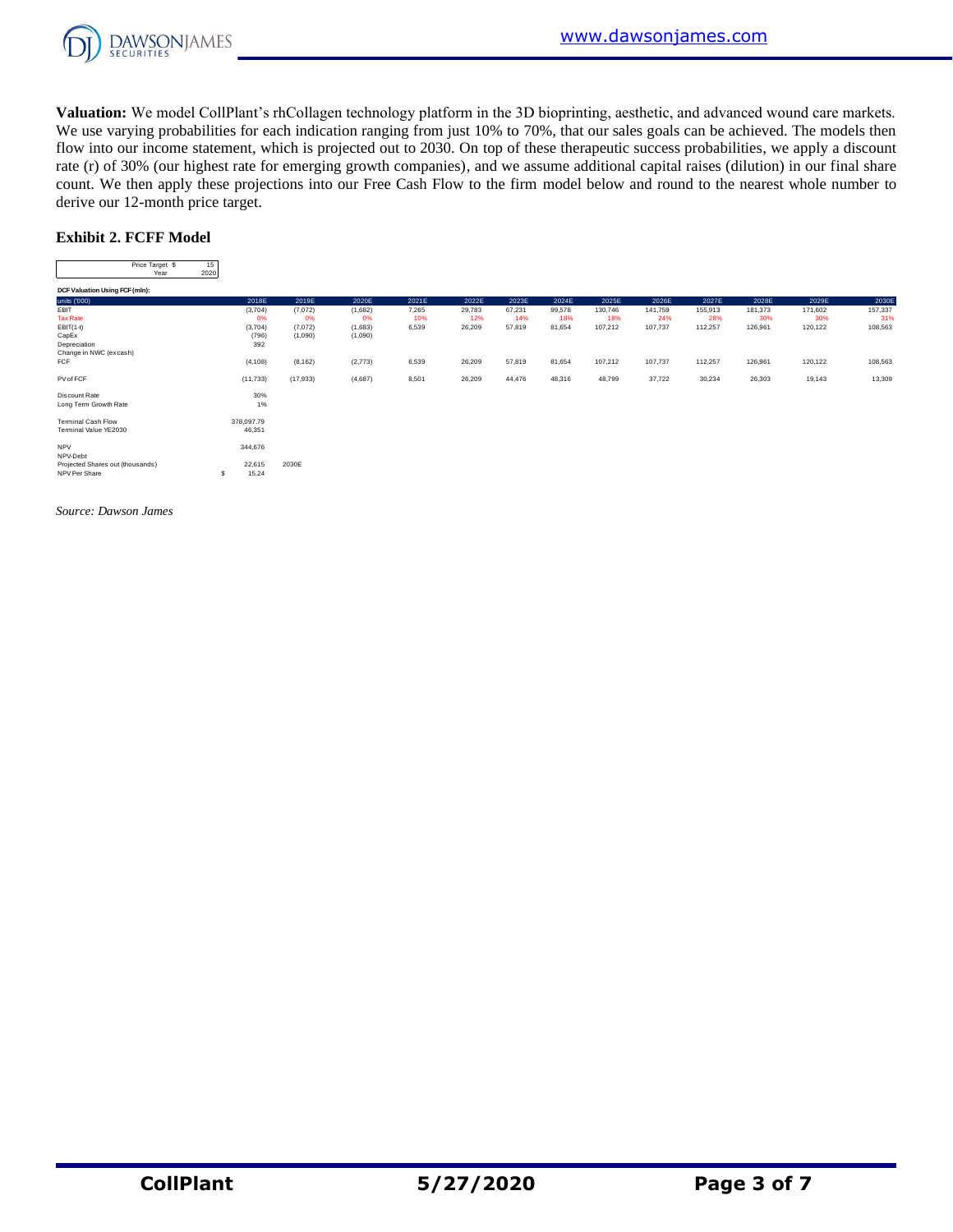**Valuation:** We model CollPlant's rhCollagen technology platform in the 3D bioprinting, aesthetic, and advanced wound care markets. We use varying probabilities for each indication ranging from just 10% to 70%, that our sales goals can be achieved. The models then flow into our income statement, which is projected out to 2030. On top of these therapeutic success probabilities, we apply a discount rate (r) of 30% (our highest rate for emerging growth companies), and we assume additional capital raises (dilution) in our final share count. We then apply these projections into our Free Cash Flow to the firm model below and round to the nearest whole number to derive our 12-month price target.

### Exhibit 2. FCFF Model

| Price Target $ | 15 |
|---|---|
| Year | 2020 |

**DCF Valuation Using FCF (mln):**

| units ('000) | 2018E | 2019E | 2020E | 2021E | 2022E | 2023E | 2024E | 2025E | 2026E | 2027E | 2028E | 2029E | 2030E |
|---|---|---|---|---|---|---|---|---|---|---|---|---|---|
| EBIT | (3,704) | (7,072) | (1,682) | 7,265 | 29,783 | 67,231 | 99,578 | 130,746 | 141,759 | 155,913 | 181,373 | 171,602 | 157,337 |
| Tax Rate | 0% | 0% | 0% | 10% | 12% | 14% | 18% | 18% | 24% | 28% | 30% | 30% | 31% |
| EBIT(1-t) | (3,704) | (7,072) | (1,683) | 6,539 | 26,209 | 57,819 | 81,654 | 107,212 | 107,737 | 112,257 | 126,961 | 120,122 | 108,563 |
| CapEx | (796) | (1,090) | (1,090) | | | | | | | | | | |
| Depreciation | 392 | | | | | | | | | | | | |
| Change in NWC (excash) | | | | | | | | | | | | | |
| FCF | (4,108) | (8,162) | (2,773) | 6,539 | 26,209 | 57,819 | 81,654 | 107,212 | 107,737 | 112,257 | 126,961 | 120,122 | 108,563 |
| | | | | | | | | | | | | | |
| PV of FCF | (11,733) | (17,933) | (4,687) | 8,501 | 26,209 | 44,476 | 48,316 | 48,799 | 37,722 | 30,234 | 26,303 | 19,143 | 13,309 |
| | | | | | | | | | | | | | |
| Discount Rate | 30% | | | | | | | | | | | | |
| Long Term Growth Rate | 1% | | | | | | | | | | | | |
| | | | | | | | | | | | | | |
| Terminal Cash Flow | 378,097.79 | | | | | | | | | | | | |
| Terminal Value YE2030 | 46,351 | | | | | | | | | | | | |
| | | | | | | | | | | | | | |
| NPV | 344,676 | | | | | | | | | | | | |
| NPV-Debt | | | | | | | | | | | | | |
| Projected Shares out (thousands) | 22,615 | 2030E | | | | | | | | | | | |
| NPV Per Share | $ 15.24 | | | | | | | | | | | | |

*Source: Dawson James*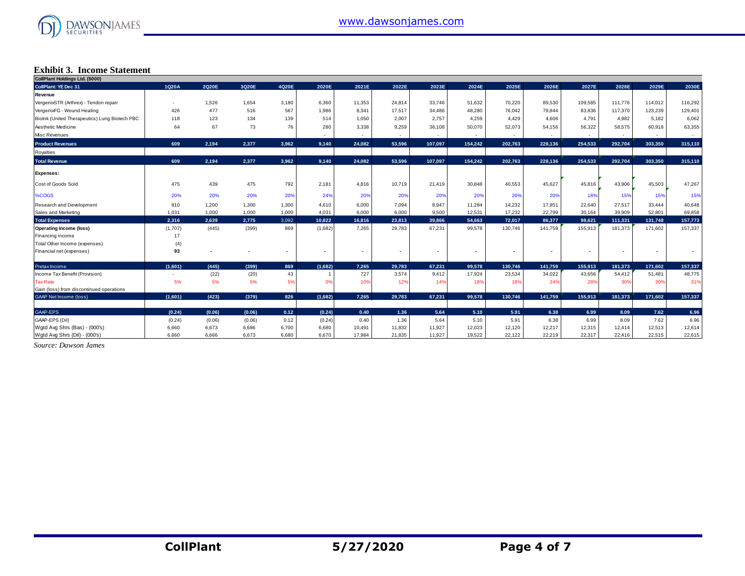**Exhibit 3. Income Statement**

| CollPlant Holdings Ltd. ($000) | | | | | | | | | | | | | | | |
|---|---|---|---|---|---|---|---|---|---|---|---|---|---|---|---|
| **CollPlant: YE Dec 31** | **1Q20A** | **2Q20E** | **3Q20E** | **4Q20E** | **2020E** | **2021E** | **2022E** | **2023E** | **2024E** | **2025E** | **2026E** | **2027E** | **2028E** | **2029E** | **2030E** |
| **Revenue** | | | | | | | | | | | | | | | |
| VergenixSTR (Arthrex) - Tendon repair | - | 1,526 | 1,654 | 3,180 | 6,360 | 11,353 | 24,814 | 33,746 | 51,632 | 70,220 | 89,530 | 109,585 | 111,776 | 114,012 | 116,292 |
| VergenixFG - Wound Healing | 426 | 477 | 516 | 567 | 1,986 | 8,341 | 17,517 | 34,486 | 48,280 | 76,042 | 79,844 | 83,836 | 117,370 | 123,239 | 129,401 |
| BioInk (United Therapeutics) Lung Biotech PBC | 118 | 123 | 134 | 139 | 514 | 1,050 | 2,007 | 2,757 | 4,259 | 4,429 | 4,606 | 4,791 | 4,982 | 5,182 | 6,062 |
| Aesthetic Medicine | 64 | 67 | 73 | 76 | 280 | 3,338 | 9,259 | 36,108 | 50,070 | 52,073 | 54,156 | 56,322 | 58,575 | 60,918 | 63,355 |
| Misc Revenues | | | | | - | - | - | - | - | - | - | - | - | - | - |
| **Product Revenues** | **609** | **2,194** | **2,377** | **3,962** | **9,140** | **24,082** | **53,596** | **107,097** | **154,242** | **202,763** | **228,136** | **254,533** | **292,704** | **303,350** | **315,110** |
| Royalties | | | | | | | | | | | | | | | |
| **Total Revenue** | **609** | **2,194** | **2,377** | **3,962** | **9,140** | **24,082** | **53,596** | **107,097** | **154,242** | **202,763** | **228,136** | **254,533** | **292,704** | **303,350** | **315,110** |
| **Expenses:** | | | | | | | | | | | | | | | |
| Cost of Goods Sold | 475 | 439 | 475 | 792 | 2,181 | 4,816 | 10,719 | 21,419 | 30,848 | 40,553 | 45,627 | 45,816 | 43,906 | 45,503 | 47,267 |
| %COGS | 20% | 20% | 20% | 20% | 24% | 20% | 20% | 20% | 20% | 20% | 20% | 18% | 15% | 15% | 15% |
| Research and Development | 810 | 1,200 | 1,300 | 1,300 | 4,610 | 6,000 | 7,094 | 8,947 | 11,284 | 14,232 | 17,951 | 22,640 | 27,517 | 33,444 | 40,648 |
| Sales and Marketing | 1,031 | 1,000 | 1,000 | 1,000 | 4,031 | 6,000 | 6,000 | 9,500 | 12,531 | 17,232 | 22,799 | 30,164 | 39,909 | 52,801 | 69,858 |
| **Total Expenses** | **2,316** | **2,639** | **2,775** | **3,092** | **10,822** | **16,816** | **23,813** | **39,866** | **54,663** | **72,017** | **86,377** | **98,621** | **111,331** | **131,748** | **157,773** |
| **Operating Income (loss)** | (1,707) | (445) | (399) | 869 | (1,682) | 7,265 | 29,783 | 67,231 | 99,578 | 130,746 | 141,759 | 155,913 | 181,373 | 171,602 | 157,337 |
| Financing income | 17 | | | | | | | | | | | | | | |
| Total Other Income (expenses) | (4) | | | | | | | | | | | | | | |
| Financial net (expenses) | **93** | - | - | - | - | - | - | - | - | - | - | - | - | - | - |
| Pretax Income | **(1,601)** | **(445)** | **(399)** | **869** | **(1,682)** | **7,265** | **29,783** | **67,231** | **99,578** | **130,746** | **141,759** | **155,913** | **181,373** | **171,602** | **157,337** |
| Income Tax Benefit (Provision) | - | (22) | (20) | 43 | 1 | 727 | 3,574 | 9,412 | 17,924 | 23,534 | 34,022 | 43,656 | 54,412 | 51,481 | 48,775 |
| Tax Rate | 5% | 5% | 5% | 5% | 0% | 10% | 12% | 14% | 18% | 18% | 24% | 28% | 30% | 30% | 31% |
| Gain (loss) from discontinued operations | | | | | | | | | | | | | | | |
| GAAP Net Income (loss) | **(1,601)** | **(423)** | **(379)** | **826** | **(1,682)** | **7,265** | **29,783** | **67,231** | **99,578** | **130,746** | **141,759** | **155,913** | **181,373** | **171,602** | **157,337** |
| GAAP-EPS | **(0.24)** | **(0.06)** | **(0.06)** | **0.12** | **(0.24)** | **0.40** | **1.36** | **5.64** | **5.10** | **5.91** | **6.38** | **6.99** | **8.09** | **7.62** | **6.96** |
| GAAP-EPS (Dil) | (0.24) | (0.06) | (0.06) | 0.12 | (0.24) | 0.40 | 1.36 | 5.64 | 5.10 | 5.91 | 6.38 | 6.99 | 8.09 | 7.62 | 6.96 |
| Wgtd Avg Shrs (Bas) - (000's) | 6,660 | 6,673 | 6,686 | 6,700 | 6,680 | 10,491 | 11,832 | 11,927 | 12,023 | 12,120 | 12,217 | 12,315 | 12,414 | 12,513 | 12,614 |
| Wgtd Avg Shrs (Dil) - (000's) | 6,660 | 6,666 | 6,673 | 6,680 | 6,670 | 17,984 | 21,835 | 11,927 | 19,522 | 22,122 | 22,219 | 22,317 | 22,416 | 22,515 | 22,615 |

*Source: Dawson James*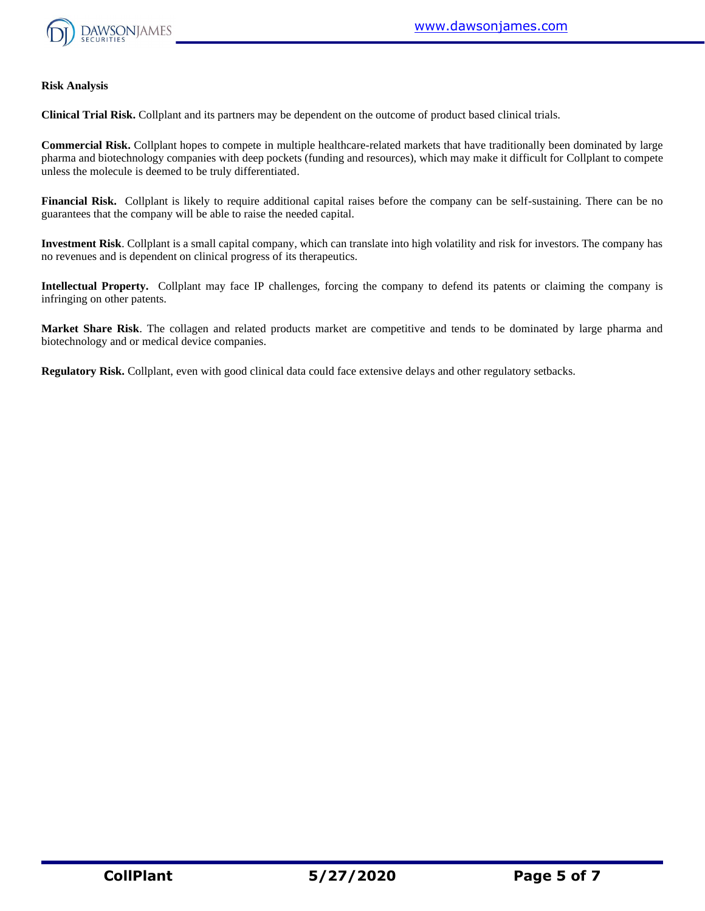**Risk Analysis**

**Clinical Trial Risk.** Collplant and its partners may be dependent on the outcome of product based clinical trials.

**Commercial Risk.** Collplant hopes to compete in multiple healthcare-related markets that have traditionally been dominated by large pharma and biotechnology companies with deep pockets (funding and resources), which may make it difficult for Collplant to compete unless the molecule is deemed to be truly differentiated.

**Financial Risk.** Collplant is likely to require additional capital raises before the company can be self-sustaining. There can be no guarantees that the company will be able to raise the needed capital.

**Investment Risk**. Collplant is a small capital company, which can translate into high volatility and risk for investors. The company has no revenues and is dependent on clinical progress of its therapeutics.

**Intellectual Property.** Collplant may face IP challenges, forcing the company to defend its patents or claiming the company is infringing on other patents.

**Market Share Risk**. The collagen and related products market are competitive and tends to be dominated by large pharma and biotechnology and or medical device companies.

**Regulatory Risk.** Collplant, even with good clinical data could face extensive delays and other regulatory setbacks.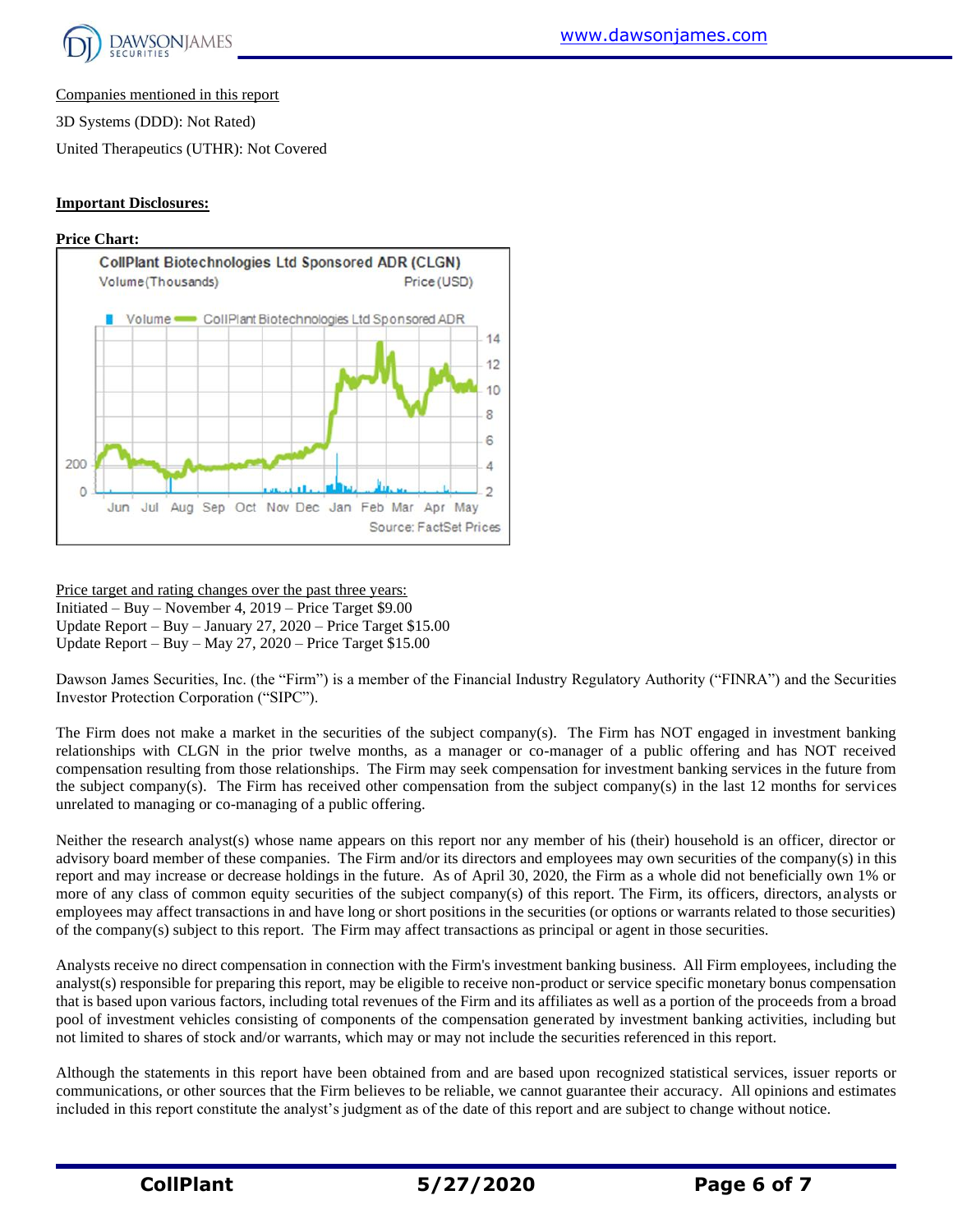Companies mentioned in this report

3D Systems (DDD): Not Rated)

United Therapeutics (UTHR): Not Covered

**Important Disclosures:**

**Price Chart:**

Price target and rating changes over the past three years:
Initiated – Buy – November 4, 2019 – Price Target $9.00
Update Report – Buy – January 27, 2020 – Price Target $15.00
Update Report – Buy – May 27, 2020 – Price Target $15.00

Dawson James Securities, Inc. (the "Firm") is a member of the Financial Industry Regulatory Authority ("FINRA") and the Securities Investor Protection Corporation ("SIPC").

The Firm does not make a market in the securities of the subject company(s). The Firm has NOT engaged in investment banking relationships with CLGN in the prior twelve months, as a manager or co-manager of a public offering and has NOT received compensation resulting from those relationships. The Firm may seek compensation for investment banking services in the future from the subject company(s). The Firm has received other compensation from the subject company(s) in the last 12 months for services unrelated to managing or co-managing of a public offering.

Neither the research analyst(s) whose name appears on this report nor any member of his (their) household is an officer, director or advisory board member of these companies. The Firm and/or its directors and employees may own securities of the company(s) in this report and may increase or decrease holdings in the future. As of April 30, 2020, the Firm as a whole did not beneficially own 1% or more of any class of common equity securities of the subject company(s) of this report. The Firm, its officers, directors, analysts or employees may affect transactions in and have long or short positions in the securities (or options or warrants related to those securities) of the company(s) subject to this report. The Firm may affect transactions as principal or agent in those securities.

Analysts receive no direct compensation in connection with the Firm's investment banking business. All Firm employees, including the analyst(s) responsible for preparing this report, may be eligible to receive non-product or service specific monetary bonus compensation that is based upon various factors, including total revenues of the Firm and its affiliates as well as a portion of the proceeds from a broad pool of investment vehicles consisting of components of the compensation generated by investment banking activities, including but not limited to shares of stock and/or warrants, which may or may not include the securities referenced in this report.

Although the statements in this report have been obtained from and are based upon recognized statistical services, issuer reports or communications, or other sources that the Firm believes to be reliable, we cannot guarantee their accuracy. All opinions and estimates included in this report constitute the analyst's judgment as of the date of this report and are subject to change without notice.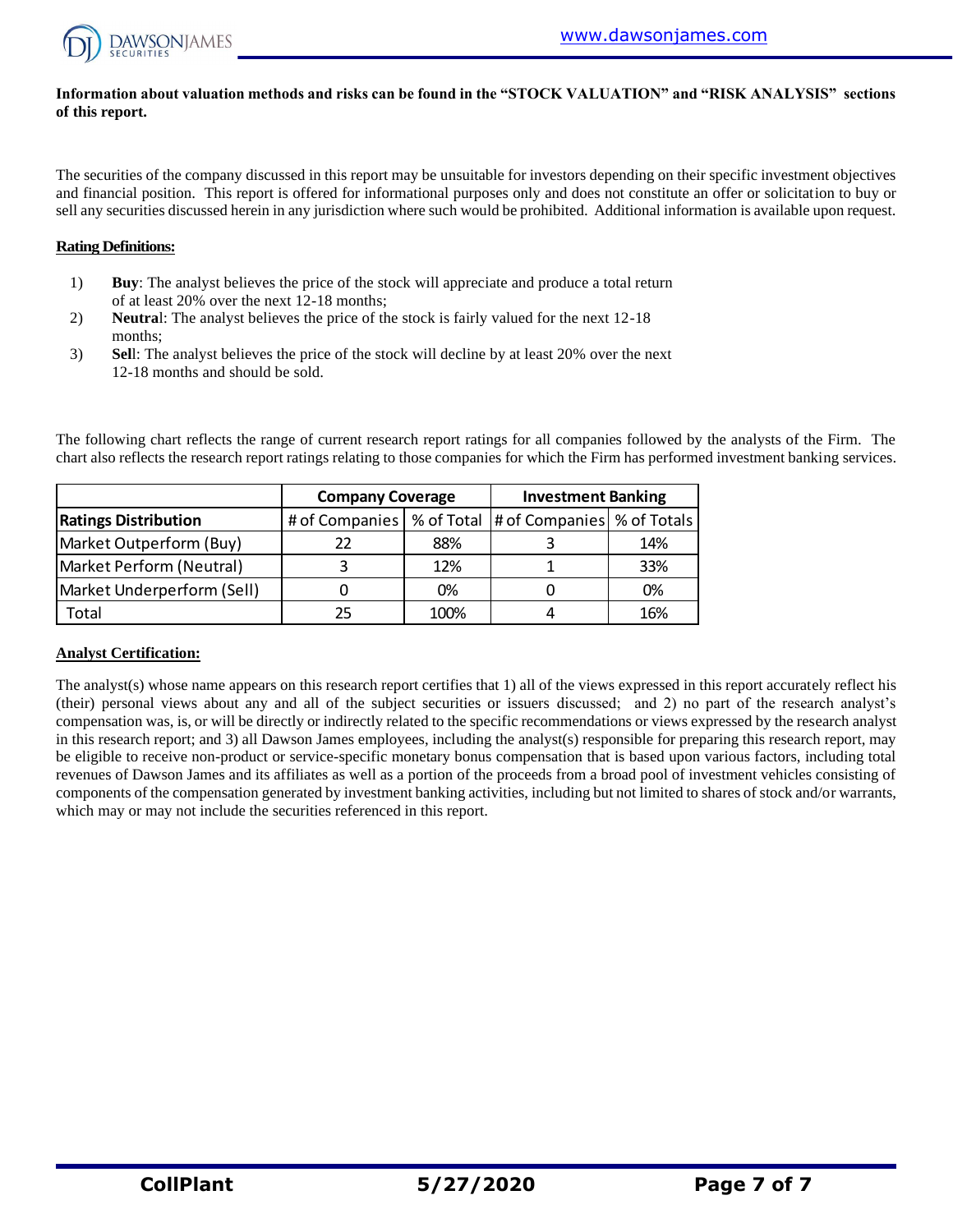**Information about valuation methods and risks can be found in the "STOCK VALUATION" and "RISK ANALYSIS" sections of this report.**

The securities of the company discussed in this report may be unsuitable for investors depending on their specific investment objectives and financial position. This report is offered for informational purposes only and does not constitute an offer or solicitation to buy or sell any securities discussed herein in any jurisdiction where such would be prohibited. Additional information is available upon request.

**Rating Definitions:**

1) **Buy**: The analyst believes the price of the stock will appreciate and produce a total return of at least 20% over the next 12-18 months;
2) **Neutral**: The analyst believes the price of the stock is fairly valued for the next 12-18 months;
3) **Sell**: The analyst believes the price of the stock will decline by at least 20% over the next 12-18 months and should be sold.

The following chart reflects the range of current research report ratings for all companies followed by the analysts of the Firm. The chart also reflects the research report ratings relating to those companies for which the Firm has performed investment banking services.

| | Company Coverage | | Investment Banking | |
|---|---|---|---|---|
| **Ratings Distribution** | # of Companies | % of Total | # of Companies | % of Totals |
| Market Outperform (Buy) | 22 | 88% | 3 | 14% |
| Market Perform (Neutral) | 3 | 12% | 1 | 33% |
| Market Underperform (Sell) | 0 | 0% | 0 | 0% |
| Total | 25 | 100% | 4 | 16% |

**Analyst Certification:**

The analyst(s) whose name appears on this research report certifies that 1) all of the views expressed in this report accurately reflect his (their) personal views about any and all of the subject securities or issuers discussed; and 2) no part of the research analyst's compensation was, is, or will be directly or indirectly related to the specific recommendations or views expressed by the research analyst in this research report; and 3) all Dawson James employees, including the analyst(s) responsible for preparing this research report, may be eligible to receive non-product or service-specific monetary bonus compensation that is based upon various factors, including total revenues of Dawson James and its affiliates as well as a portion of the proceeds from a broad pool of investment vehicles consisting of components of the compensation generated by investment banking activities, including but not limited to shares of stock and/or warrants, which may or may not include the securities referenced in this report.